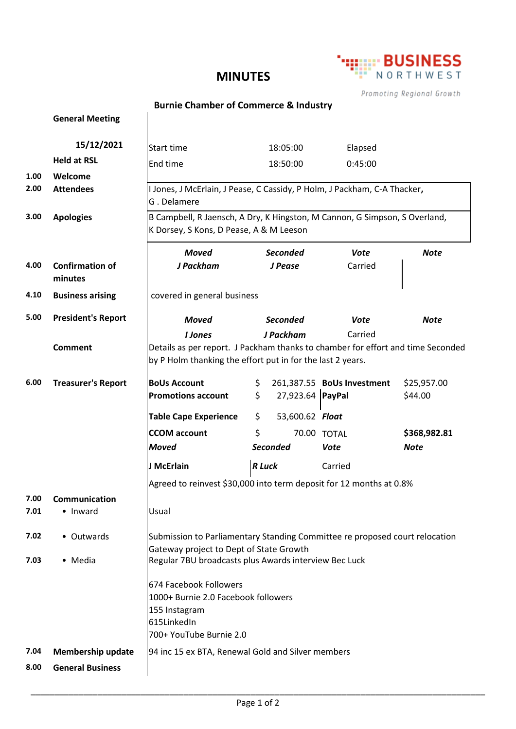# MINUTES

**BUSINESS NORTHWEST**

*Promoting Regional Growth*

## Burnie Chamber of Commerce & Industry

**General Meeting**

| | | | | |
|---|---|---|---|---|
| **15/12/2021** | Start time | 18:05:00 | Elapsed | |
| **Held at RSL** | End time | 18:50:00 | 0:45:00 | |

**1.00 Welcome**

**2.00 Attendees**

I Jones, J McErlain, J Pease, C Cassidy, P Holm, J Packham, C-A Thacker, G . Delamere

**3.00 Apologies**

B Campbell, R Jaensch, A Dry, K Hingston, M Cannon, G Simpson, S Overland, K Dorsey, S Kons, D Pease, A & M Leeson

**4.00 Confirmation of minutes**

| *Moved* | *Seconded* | *Vote* | *Note* |
|---|---|---|---|
| *J Packham* | *J Pease* | Carried | |

**4.10 Business arising**

covered in general business

**5.00 President's Report**

| *Moved* | *Seconded* | *Vote* | *Note* |
|---|---|---|---|
| *I Jones* | *J Packham* | Carried | |

**Comment**

Details as per report. J Packham thanks to chamber for effort and time Seconded by P Holm thanking the effort put in for the last 2 years.

**6.00 Treasurer's Report**

| | | | |
|---|---|---|---|
| **BoUs Account** | $ 261,387.55 | **BoUs Investment** | $25,957.00 |
| **Promotions account** | $ 27,923.64 | **PayPal** | $44.00 |
| **Table Cape Experience** | $ 53,600.62 | ***Float*** | |
| **CCOM account** | $ 70.00 | TOTAL | **$368,982.81** |
| ***Moved*** | ***Seconded*** | ***Vote*** | ***Note*** |
| **J McErlain** | ***R Luck*** | Carried | |

Agreed to reinvest $30,000 into term deposit for 12 months at 0.8%

**7.00 Communication**

**7.01** • Inward

Usual

**7.02** • Outwards

Submission to Parliamentary Standing Committee re proposed court relocation
Gateway project to Dept of State Growth

**7.03** • Media

Regular 7BU broadcasts plus Awards interview Bec Luck

674 Facebook Followers
1000+ Burnie 2.0 Facebook followers
155 Instagram
615LinkedIn
700+ YouTube Burnie 2.0

**7.04 Membership update**

94 inc 15 ex BTA, Renewal Gold and Silver members

**8.00 General Business**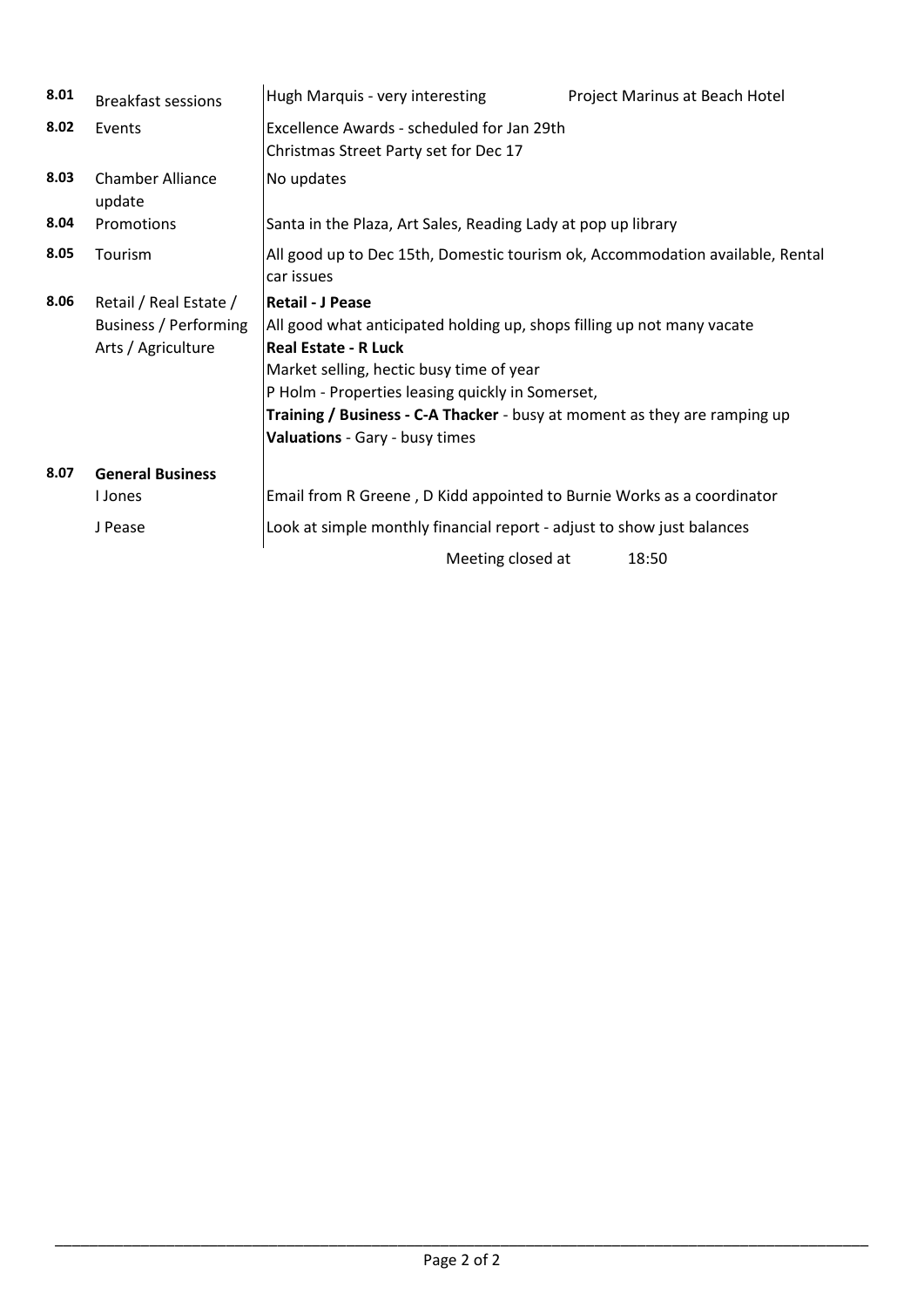| | | |
|---|---|---|
| **8.01** | Breakfast sessions | Hugh Marquis - very interesting     Project Marinus at Beach Hotel |
| **8.02** | Events | Excellence Awards - scheduled for Jan 29th<br>Christmas Street Party set for Dec 17 |
| **8.03** | Chamber Alliance update | No updates |
| **8.04** | Promotions | Santa in the Plaza, Art Sales, Reading Lady at pop up library |
| **8.05** | Tourism | All good up to Dec 15th, Domestic tourism ok, Accommodation available, Rental car issues |
| **8.06** | Retail / Real Estate / Business / Performing Arts / Agriculture | **Retail - J Pease**<br>All good what anticipated holding up, shops filling up not many vacate<br>**Real Estate - R Luck**<br>Market selling, hectic busy time of year<br>P Holm - Properties leasing quickly in Somerset,<br>**Training / Business - C-A Thacker** - busy at moment as they are ramping up<br>**Valuations** - Gary - busy times |
| **8.07** | **General Business** | |
| | I Jones | Email from R Greene , D Kidd appointed to Burnie Works as a coordinator |
| | J Pease | Look at simple monthly financial report - adjust to show just balances |

Meeting closed at 18:50